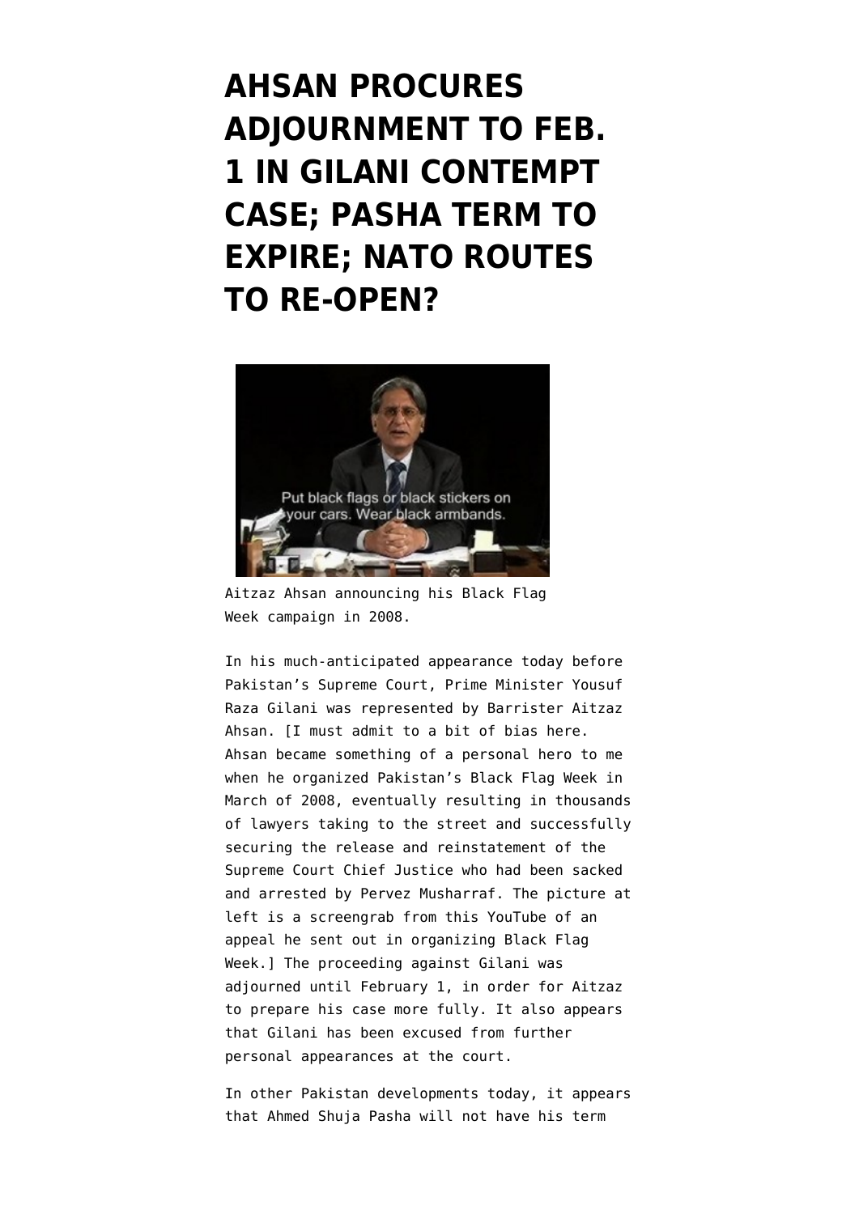# AHSAN PROCURES ADJOURNMENT TO FEB. 1 IN GILANI CONTEMPT CASE; PASHA TERM TO EXPIRE; NATO ROUTES TO RE-OPEN?

Aitzaz Ahsan announcing his Black Flag Week campaign in 2008.

In his much-anticipated appearance today before Pakistan's Supreme Court, Prime Minister Yousuf Raza Gilani was represented by Barrister Aitzaz Ahsan. [I must admit to a bit of bias here. Ahsan became something of a personal hero to me when he organized Pakistan's Black Flag Week in March of 2008, eventually resulting in thousands of lawyers taking to the street and successfully securing the release and reinstatement of the Supreme Court Chief Justice who had been sacked and arrested by Pervez Musharraf. The picture at left is a screengrab from this YouTube of an appeal he sent out in organizing Black Flag Week.] The proceeding against Gilani was adjourned until February 1, in order for Aitzaz to prepare his case more fully. It also appears that Gilani has been excused from further personal appearances at the court.

In other Pakistan developments today, it appears that Ahmed Shuja Pasha will not have his term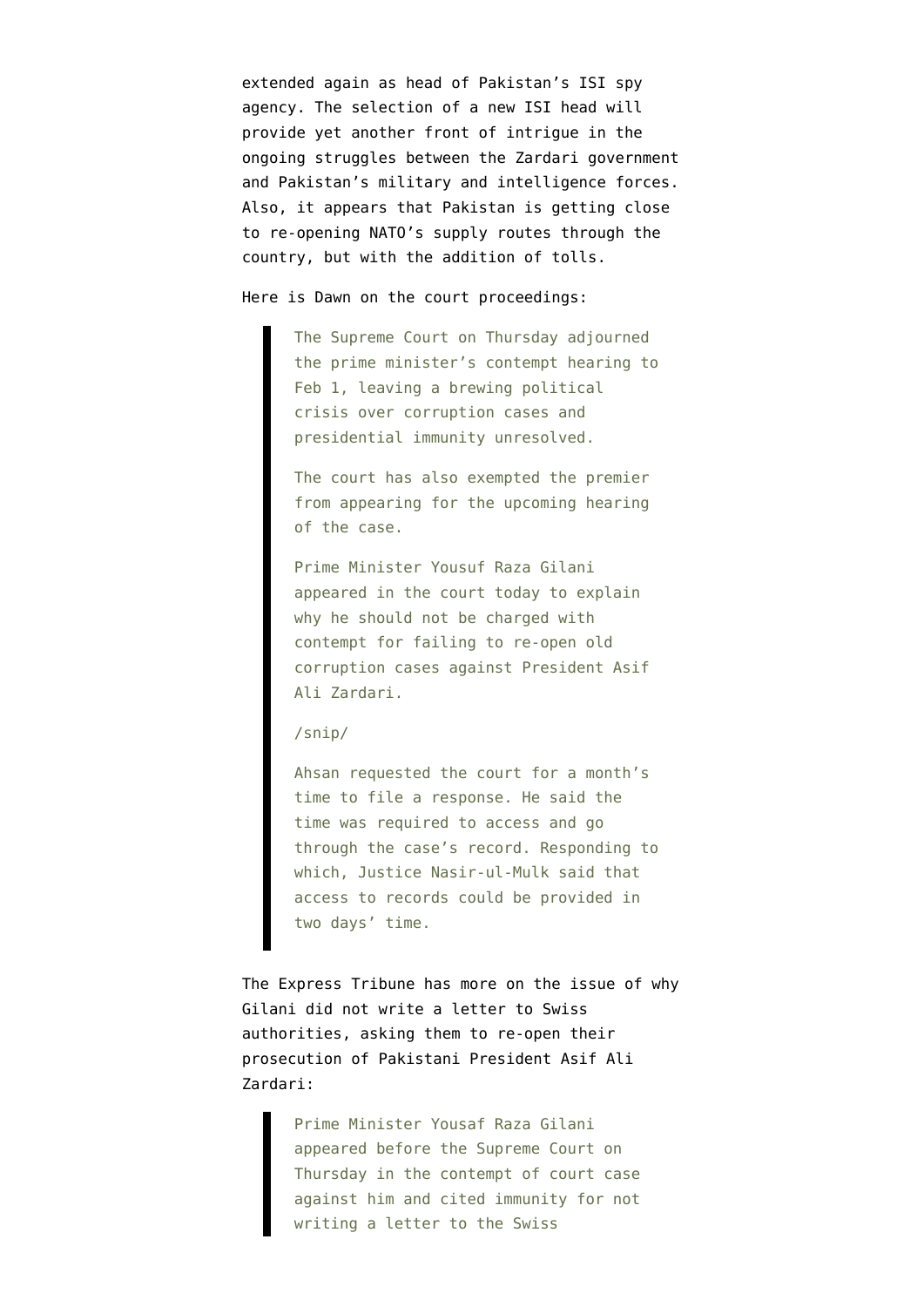extended again as head of Pakistan's ISI spy agency. The selection of a new ISI head will provide yet another front of intrigue in the ongoing struggles between the Zardari government and Pakistan's military and intelligence forces. Also, it appears that Pakistan is getting close to re-opening NATO's supply routes through the country, but with the addition of tolls.

Here is Dawn on the court proceedings:

> The Supreme Court on Thursday adjourned the prime minister's contempt hearing to Feb 1, leaving a brewing political crisis over corruption cases and presidential immunity unresolved.
>
> The court has also exempted the premier from appearing for the upcoming hearing of the case.
>
> Prime Minister Yousuf Raza Gilani appeared in the court today to explain why he should not be charged with contempt for failing to re-open old corruption cases against President Asif Ali Zardari.
>
> /snip/
>
> Ahsan requested the court for a month's time to file a response. He said the time was required to access and go through the case's record. Responding to which, Justice Nasir-ul-Mulk said that access to records could be provided in two days' time.

The Express Tribune has more on the issue of why Gilani did not write a letter to Swiss authorities, asking them to re-open their prosecution of Pakistani President Asif Ali Zardari:

> Prime Minister Yousaf Raza Gilani appeared before the Supreme Court on Thursday in the contempt of court case against him and cited immunity for not writing a letter to the Swiss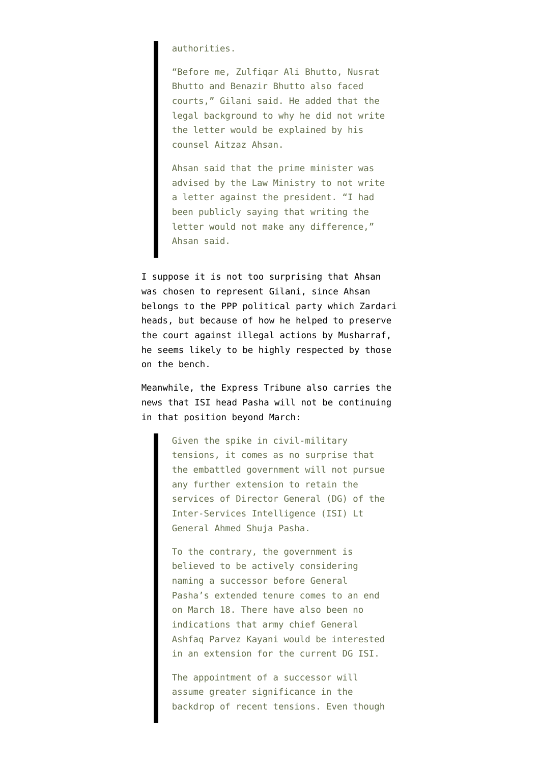> authorities.
>
> "Before me, Zulfiqar Ali Bhutto, Nusrat Bhutto and Benazir Bhutto also faced courts," Gilani said. He added that the legal background to why he did not write the letter would be explained by his counsel Aitzaz Ahsan.
>
> Ahsan said that the prime minister was advised by the Law Ministry to not write a letter against the president. "I had been publicly saying that writing the letter would not make any difference," Ahsan said.

I suppose it is not too surprising that Ahsan was chosen to represent Gilani, since Ahsan belongs to the PPP political party which Zardari heads, but because of how he helped to preserve the court against illegal actions by Musharraf, he seems likely to be highly respected by those on the bench.

Meanwhile, the Express Tribune also carries the news that ISI head Pasha will not be continuing in that position beyond March:

> Given the spike in civil-military tensions, it comes as no surprise that the embattled government will not pursue any further extension to retain the services of Director General (DG) of the Inter-Services Intelligence (ISI) Lt General Ahmed Shuja Pasha.
>
> To the contrary, the government is believed to be actively considering naming a successor before General Pasha's extended tenure comes to an end on March 18. There have also been no indications that army chief General Ashfaq Parvez Kayani would be interested in an extension for the current DG ISI.
>
> The appointment of a successor will assume greater significance in the backdrop of recent tensions. Even though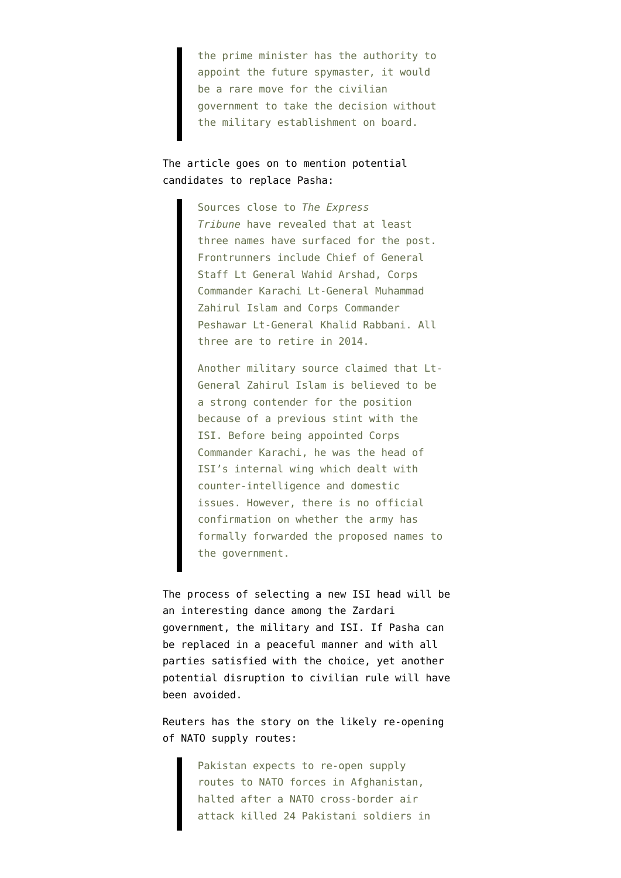> the prime minister has the authority to appoint the future spymaster, it would be a rare move for the civilian government to take the decision without the military establishment on board.

The article goes on to mention potential candidates to replace Pasha:

> Sources close to *The Express Tribune* have revealed that at least three names have surfaced for the post. Frontrunners include Chief of General Staff Lt General Wahid Arshad, Corps Commander Karachi Lt-General Muhammad Zahirul Islam and Corps Commander Peshawar Lt-General Khalid Rabbani. All three are to retire in 2014.
>
> Another military source claimed that Lt-General Zahirul Islam is believed to be a strong contender for the position because of a previous stint with the ISI. Before being appointed Corps Commander Karachi, he was the head of ISI's internal wing which dealt with counter-intelligence and domestic issues. However, there is no official confirmation on whether the army has formally forwarded the proposed names to the government.

The process of selecting a new ISI head will be an interesting dance among the Zardari government, the military and ISI. If Pasha can be replaced in a peaceful manner and with all parties satisfied with the choice, yet another potential disruption to civilian rule will have been avoided.

Reuters has the story on the likely re-opening of NATO supply routes:

> Pakistan expects to re-open supply routes to NATO forces in Afghanistan, halted after a NATO cross-border air attack killed 24 Pakistani soldiers in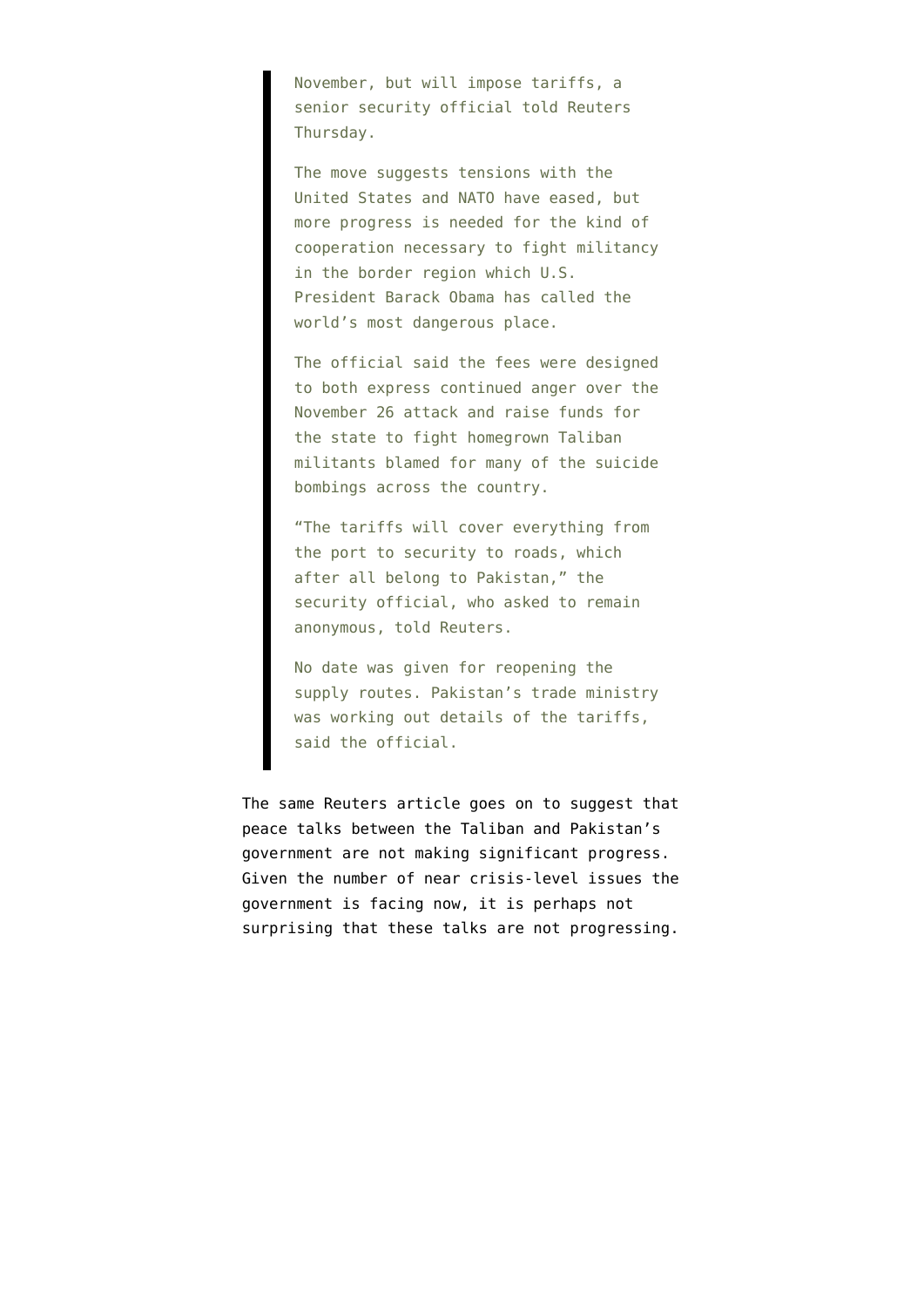> November, but will impose tariffs, a senior security official told Reuters Thursday.
>
> The move suggests tensions with the United States and NATO have eased, but more progress is needed for the kind of cooperation necessary to fight militancy in the border region which U.S. President Barack Obama has called the world's most dangerous place.
>
> The official said the fees were designed to both express continued anger over the November 26 attack and raise funds for the state to fight homegrown Taliban militants blamed for many of the suicide bombings across the country.
>
> "The tariffs will cover everything from the port to security to roads, which after all belong to Pakistan," the security official, who asked to remain anonymous, told Reuters.
>
> No date was given for reopening the supply routes. Pakistan's trade ministry was working out details of the tariffs, said the official.

The same Reuters article goes on to suggest that peace talks between the Taliban and Pakistan's government are not making significant progress. Given the number of near crisis-level issues the government is facing now, it is perhaps not surprising that these talks are not progressing.